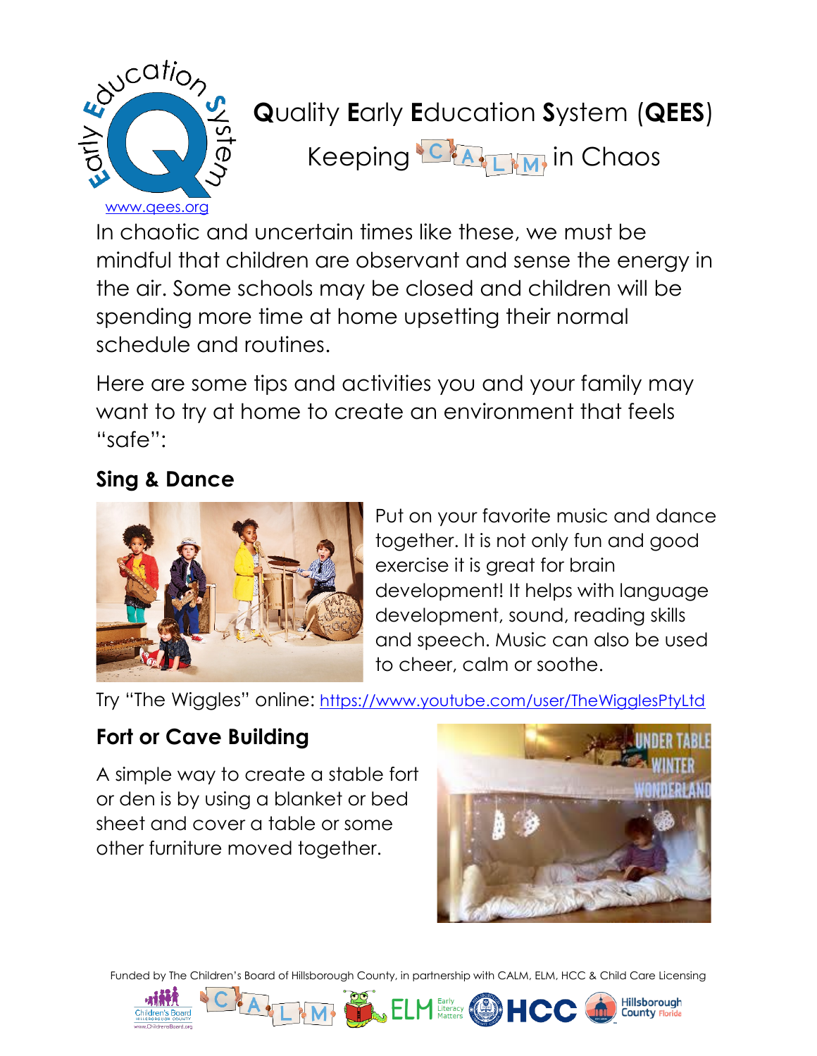# Quality Early Education System (QEES)

## Keeping CALM in Chaos

www.qees.org

In chaotic and uncertain times like these, we must be mindful that children are observant and sense the energy in the air. Some schools may be closed and children will be spending more time at home upsetting their normal schedule and routines.

Here are some tips and activities you and your family may want to try at home to create an environment that feels "safe":

### Sing & Dance

Put on your favorite music and dance together. It is not only fun and good exercise it is great for brain development! It helps with language development, sound, reading skills and speech. Music can also be used to cheer, calm or soothe.

Try "The Wiggles" online: https://www.youtube.com/user/TheWigglesPtyLtd

### Fort or Cave Building

A simple way to create a stable fort or den is by using a blanket or bed sheet and cover a table or some other furniture moved together.

Funded by The Children's Board of Hillsborough County, in partnership with CALM, ELM, HCC & Child Care Licensing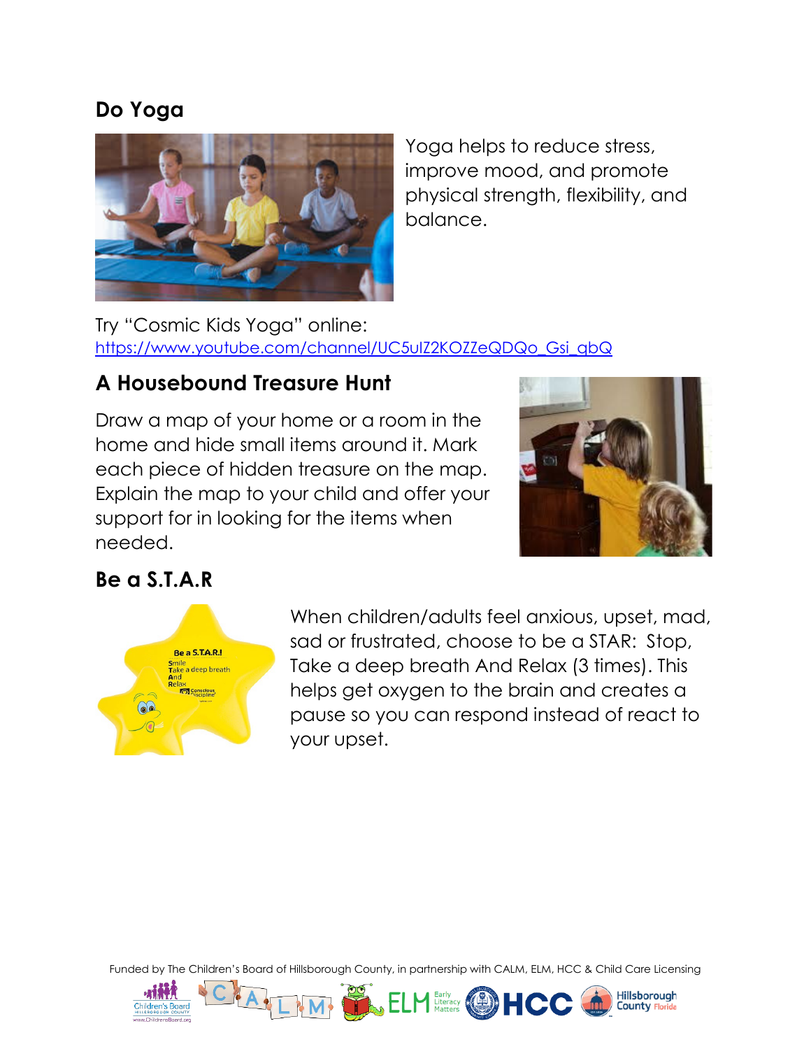## Do Yoga

Yoga helps to reduce stress, improve mood, and promote physical strength, flexibility, and balance.

Try "Cosmic Kids Yoga" online: https://www.youtube.com/channel/UC5uIZ2KOZZeQDQo_Gsi_qbQ

## A Housebound Treasure Hunt

Draw a map of your home or a room in the home and hide small items around it. Mark each piece of hidden treasure on the map. Explain the map to your child and offer your support for in looking for the items when needed.

## Be a S.T.A.R

When children/adults feel anxious, upset, mad, sad or frustrated, choose to be a STAR: Stop, Take a deep breath And Relax (3 times). This helps get oxygen to the brain and creates a pause so you can respond instead of react to your upset.

Funded by The Children's Board of Hillsborough County, in partnership with CALM, ELM, HCC & Child Care Licensing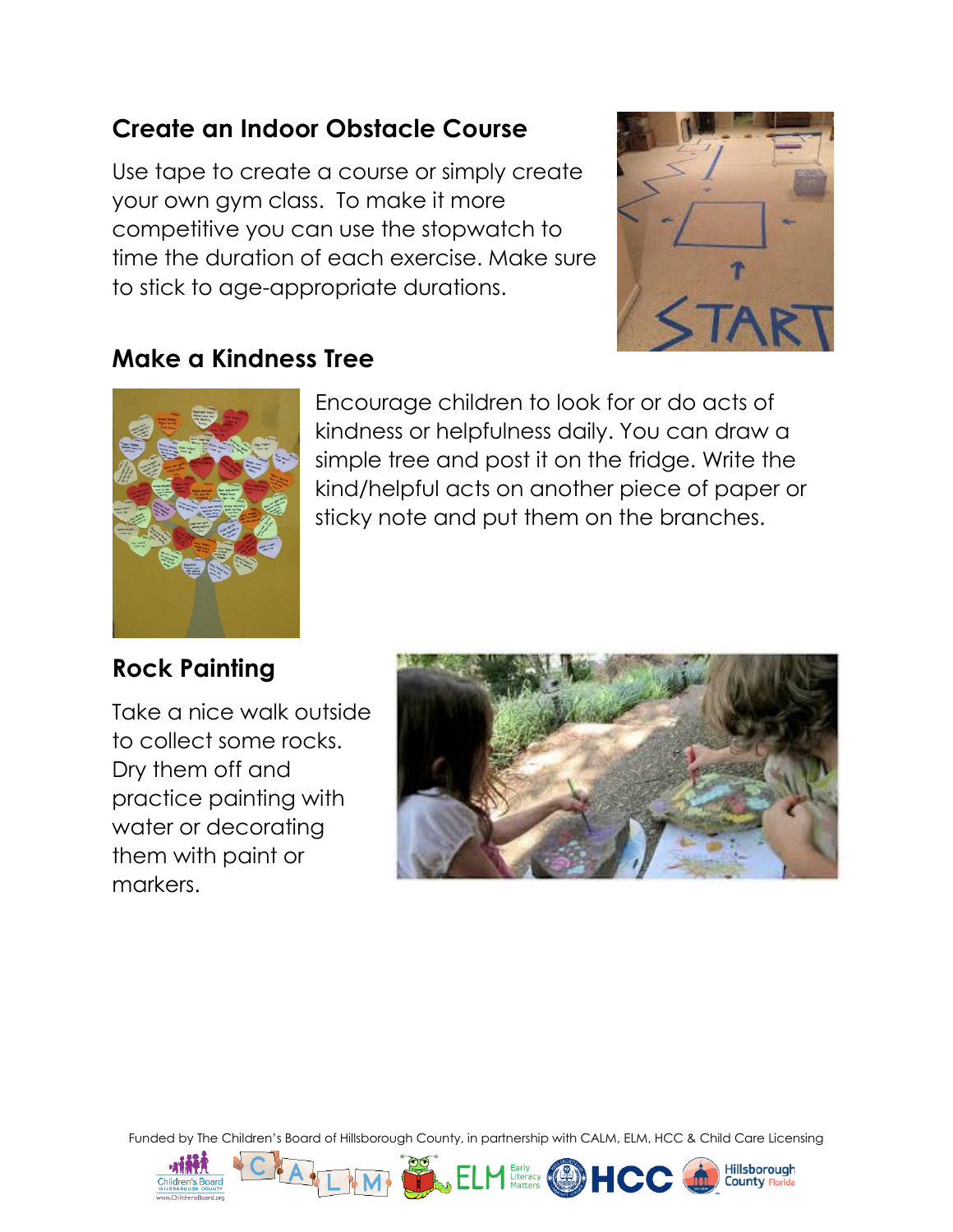## Create an Indoor Obstacle Course

Use tape to create a course or simply create your own gym class. To make it more competitive you can use the stopwatch to time the duration of each exercise. Make sure to stick to age-appropriate durations.

## Make a Kindness Tree

Encourage children to look for or do acts of kindness or helpfulness daily. You can draw a simple tree and post it on the fridge. Write the kind/helpful acts on another piece of paper or sticky note and put them on the branches.

## Rock Painting

Take a nice walk outside to collect some rocks. Dry them off and practice painting with water or decorating them with paint or markers.

Funded by The Children's Board of Hillsborough County, in partnership with CALM, ELM, HCC & Child Care Licensing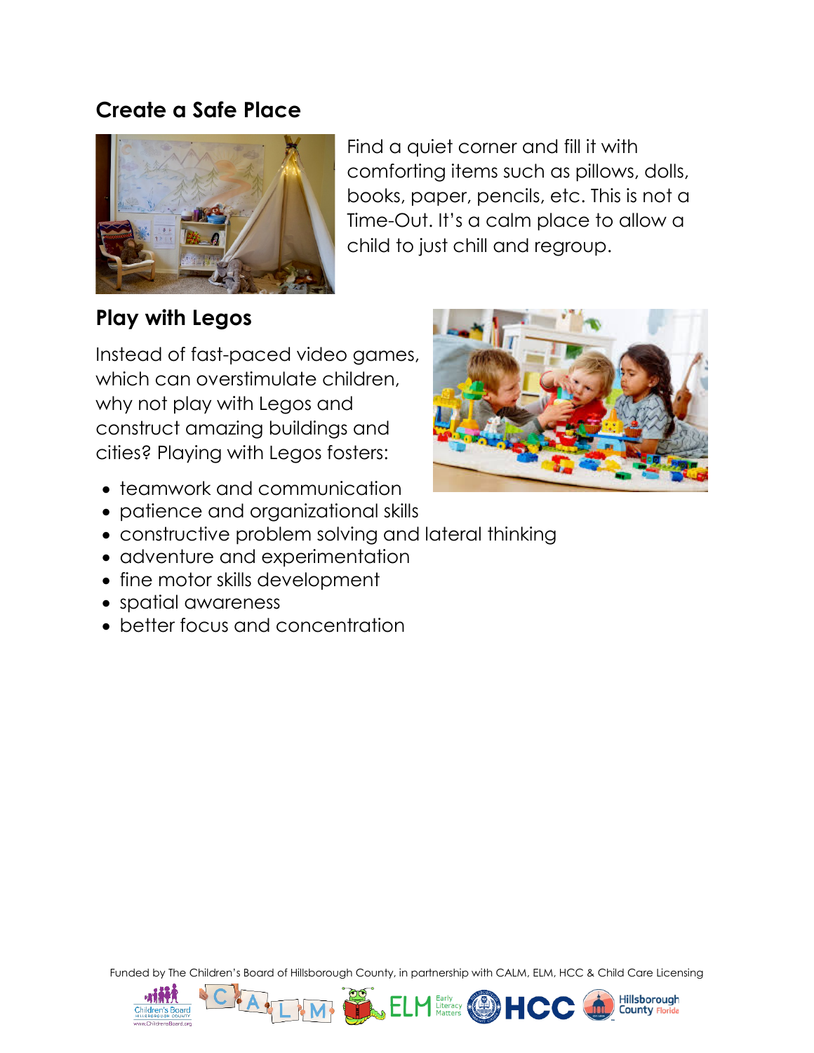## Create a Safe Place

Find a quiet corner and fill it with comforting items such as pillows, dolls, books, paper, pencils, etc. This is not a Time-Out. It's a calm place to allow a child to just chill and regroup.

## Play with Legos

Instead of fast-paced video games, which can overstimulate children, why not play with Legos and construct amazing buildings and cities? Playing with Legos fosters:

- teamwork and communication
- patience and organizational skills
- constructive problem solving and lateral thinking
- adventure and experimentation
- fine motor skills development
- spatial awareness
- better focus and concentration

Funded by The Children's Board of Hillsborough County, in partnership with CALM, ELM, HCC & Child Care Licensing